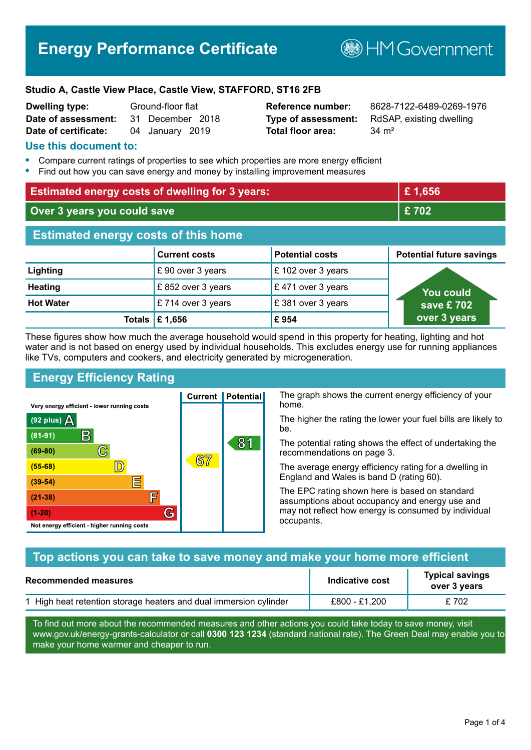# Energy Performance Certificate

HM Government

**Studio A, Castle View Place, Castle View, STAFFORD, ST16 2FB**

| | | | |
|---|---|---|---|
| **Dwelling type:** | Ground-floor flat | **Reference number:** | 8628-7122-6489-0269-1976 |
| **Date of assessment:** | 31 December 2018 | **Type of assessment:** | RdSAP, existing dwelling |
| **Date of certificate:** | 04 January 2019 | **Total floor area:** | 34 m² |

## Use this document to:

- Compare current ratings of properties to see which properties are more energy efficient
- Find out how you can save energy and money by installing improvement measures

| | |
|---|---|
| **Estimated energy costs of dwelling for 3 years:** | **£ 1,656** |
| **Over 3 years you could save** | **£ 702** |

## Estimated energy costs of this home

| | Current costs | Potential costs | Potential future savings |
|---|---|---|---|
| **Lighting** | £ 90 over 3 years | £ 102 over 3 years | You could save £ 702 over 3 years |
| **Heating** | £ 852 over 3 years | £ 471 over 3 years | |
| **Hot Water** | £ 714 over 3 years | £ 381 over 3 years | |
| **Totals** | **£ 1,656** | **£ 954** | |

These figures show how much the average household would spend in this property for heating, lighting and hot water and is not based on energy used by individual households. This excludes energy use for running appliances like TVs, computers and cookers, and electricity generated by microgeneration.

## Energy Efficiency Rating

| Rating | Current | Potential |
|---|---|---|
| Very energy efficient - lower running costs | | |
| (92 plus) A | | |
| (81-91) B | | 81 |
| (69-80) C | | |
| (55-68) D | 67 | |
| (39-54) E | | |
| (21-38) F | | |
| (1-20) G | | |
| Not energy efficient - higher running costs | | |

The graph shows the current energy efficiency of your home.

The higher the rating the lower your fuel bills are likely to be.

The potential rating shows the effect of undertaking the recommendations on page 3.

The average energy efficiency rating for a dwelling in England and Wales is band D (rating 60).

The EPC rating shown here is based on standard assumptions about occupancy and energy use and may not reflect how energy is consumed by individual occupants.

## Top actions you can take to save money and make your home more efficient

| Recommended measures | Indicative cost | Typical savings over 3 years |
|---|---|---|
| 1 High heat retention storage heaters and dual immersion cylinder | £800 - £1,200 | £ 702 |

To find out more about the recommended measures and other actions you could take today to save money, visit www.gov.uk/energy-grants-calculator or call **0300 123 1234** (standard national rate). The Green Deal may enable you to make your home warmer and cheaper to run.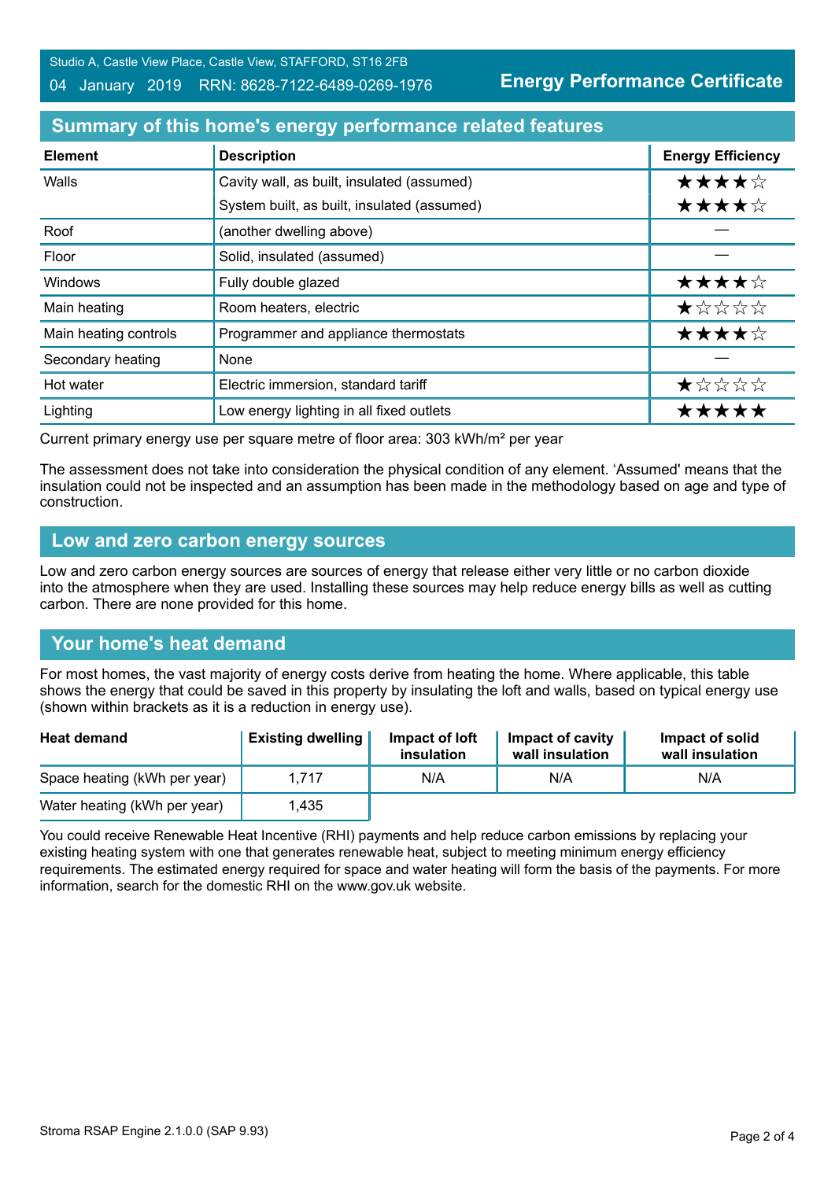Studio A, Castle View Place, Castle View, STAFFORD, ST16 2FB

04 January 2019 RRN: 8628-7122-6489-0269-1976

**Energy Performance Certificate**

## Summary of this home's energy performance related features

| Element | Description | Energy Efficiency |
|---|---|---|
| Walls | Cavity wall, as built, insulated (assumed) | ★★★★☆ |
| | System built, as built, insulated (assumed) | ★★★★☆ |
| Roof | (another dwelling above) | — |
| Floor | Solid, insulated (assumed) | — |
| Windows | Fully double glazed | ★★★★☆ |
| Main heating | Room heaters, electric | ★☆☆☆☆ |
| Main heating controls | Programmer and appliance thermostats | ★★★★☆ |
| Secondary heating | None | — |
| Hot water | Electric immersion, standard tariff | ★☆☆☆☆ |
| Lighting | Low energy lighting in all fixed outlets | ★★★★★ |

Current primary energy use per square metre of floor area: 303 kWh/m² per year

The assessment does not take into consideration the physical condition of any element. 'Assumed' means that the insulation could not be inspected and an assumption has been made in the methodology based on age and type of construction.

## Low and zero carbon energy sources

Low and zero carbon energy sources are sources of energy that release either very little or no carbon dioxide into the atmosphere when they are used. Installing these sources may help reduce energy bills as well as cutting carbon. There are none provided for this home.

## Your home's heat demand

For most homes, the vast majority of energy costs derive from heating the home. Where applicable, this table shows the energy that could be saved in this property by insulating the loft and walls, based on typical energy use (shown within brackets as it is a reduction in energy use).

| Heat demand | Existing dwelling | Impact of loft insulation | Impact of cavity wall insulation | Impact of solid wall insulation |
|---|---|---|---|---|
| Space heating (kWh per year) | 1,717 | N/A | N/A | N/A |
| Water heating (kWh per year) | 1,435 | | | |

You could receive Renewable Heat Incentive (RHI) payments and help reduce carbon emissions by replacing your existing heating system with one that generates renewable heat, subject to meeting minimum energy efficiency requirements. The estimated energy required for space and water heating will form the basis of the payments. For more information, search for the domestic RHI on the www.gov.uk website.

Stroma RSAP Engine 2.1.0.0 (SAP 9.93)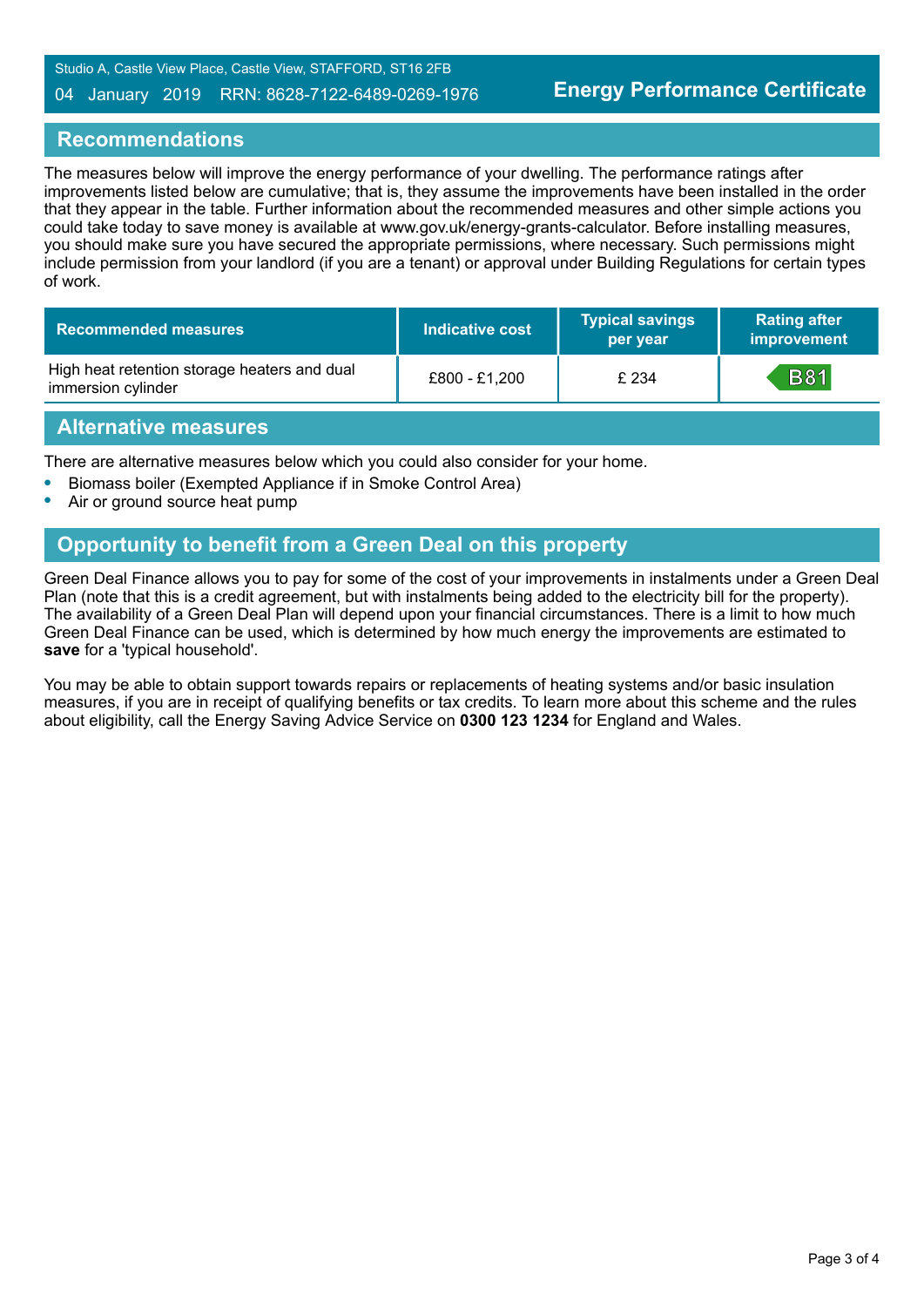## Recommendations

The measures below will improve the energy performance of your dwelling. The performance ratings after improvements listed below are cumulative; that is, they assume the improvements have been installed in the order that they appear in the table. Further information about the recommended measures and other simple actions you could take today to save money is available at www.gov.uk/energy-grants-calculator. Before installing measures, you should make sure you have secured the appropriate permissions, where necessary. Such permissions might include permission from your landlord (if you are a tenant) or approval under Building Regulations for certain types of work.

| Recommended measures | Indicative cost | Typical savings per year | Rating after improvement |
|---|---|---|---|
| High heat retention storage heaters and dual immersion cylinder | £800 - £1,200 | £ 234 | B81 |

## Alternative measures

There are alternative measures below which you could also consider for your home.

- Biomass boiler (Exempted Appliance if in Smoke Control Area)
- Air or ground source heat pump

## Opportunity to benefit from a Green Deal on this property

Green Deal Finance allows you to pay for some of the cost of your improvements in instalments under a Green Deal Plan (note that this is a credit agreement, but with instalments being added to the electricity bill for the property). The availability of a Green Deal Plan will depend upon your financial circumstances. There is a limit to how much Green Deal Finance can be used, which is determined by how much energy the improvements are estimated to **save** for a 'typical household'.

You may be able to obtain support towards repairs or replacements of heating systems and/or basic insulation measures, if you are in receipt of qualifying benefits or tax credits. To learn more about this scheme and the rules about eligibility, call the Energy Saving Advice Service on **0300 123 1234** for England and Wales.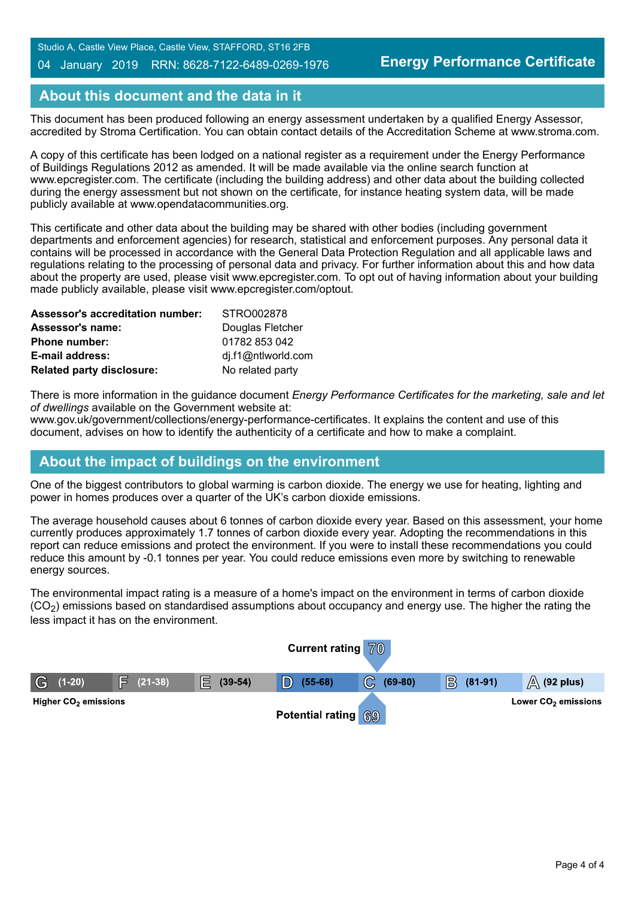Studio A, Castle View Place, Castle View, STAFFORD, ST16 2FB

04 January 2019 RRN: 8628-7122-6489-0269-1976

**Energy Performance Certificate**

## About this document and the data in it

This document has been produced following an energy assessment undertaken by a qualified Energy Assessor, accredited by Stroma Certification. You can obtain contact details of the Accreditation Scheme at www.stroma.com.

A copy of this certificate has been lodged on a national register as a requirement under the Energy Performance of Buildings Regulations 2012 as amended. It will be made available via the online search function at www.epcregister.com. The certificate (including the building address) and other data about the building collected during the energy assessment but not shown on the certificate, for instance heating system data, will be made publicly available at www.opendatacommunities.org.

This certificate and other data about the building may be shared with other bodies (including government departments and enforcement agencies) for research, statistical and enforcement purposes. Any personal data it contains will be processed in accordance with the General Data Protection Regulation and all applicable laws and regulations relating to the processing of personal data and privacy. For further information about this and how data about the property are used, please visit www.epcregister.com. To opt out of having information about your building made publicly available, please visit www.epcregister.com/optout.

| | |
|---|---|
| **Assessor's accreditation number:** | STRO002878 |
| **Assessor's name:** | Douglas Fletcher |
| **Phone number:** | 01782 853 042 |
| **E-mail address:** | dj.f1@ntlworld.com |
| **Related party disclosure:** | No related party |

There is more information in the guidance document *Energy Performance Certificates for the marketing, sale and let of dwellings* available on the Government website at: www.gov.uk/government/collections/energy-performance-certificates. It explains the content and use of this document, advises on how to identify the authenticity of a certificate and how to make a complaint.

## About the impact of buildings on the environment

One of the biggest contributors to global warming is carbon dioxide. The energy we use for heating, lighting and power in homes produces over a quarter of the UK's carbon dioxide emissions.

The average household causes about 6 tonnes of carbon dioxide every year. Based on this assessment, your home currently produces approximately 1.7 tonnes of carbon dioxide every year. Adopting the recommendations in this report can reduce emissions and protect the environment. If you were to install these recommendations you could reduce this amount by -0.1 tonnes per year. You could reduce emissions even more by switching to renewable energy sources.

The environmental impact rating is a measure of a home's impact on the environment in terms of carbon dioxide ($CO_2$) emissions based on standardised assumptions about occupancy and energy use. The higher the rating the less impact it has on the environment.

Current rating 70

G (1-20) F (21-38) E (39-54) D (55-68) C (69-80) B (81-91) A (92 plus)

Higher $CO_2$ emissions

Lower $CO_2$ emissions

Potential rating 69